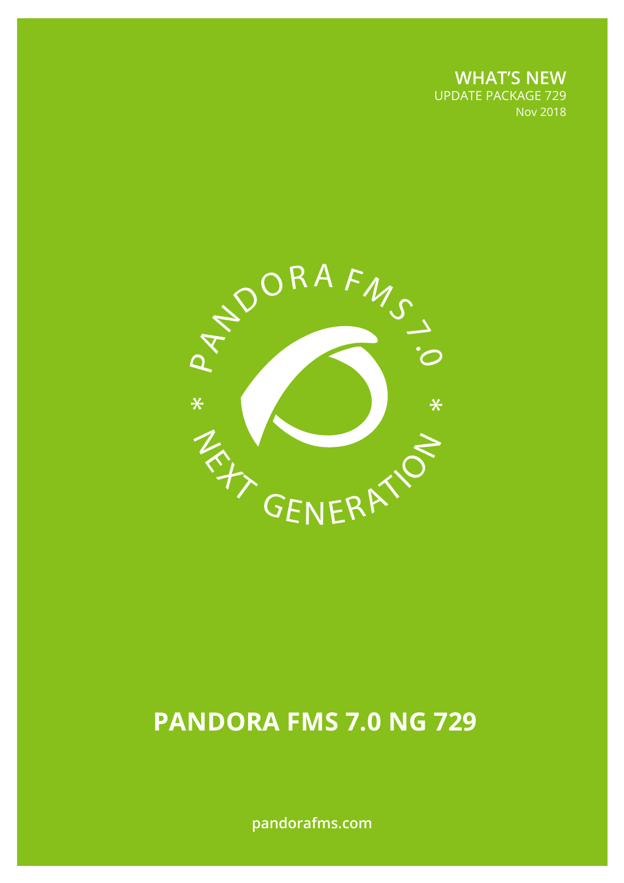**WHAT'S NEW**
UPDATE PACKAGE 729
Nov 2018

# PANDORA FMS 7.0 NG 729

pandorafms.com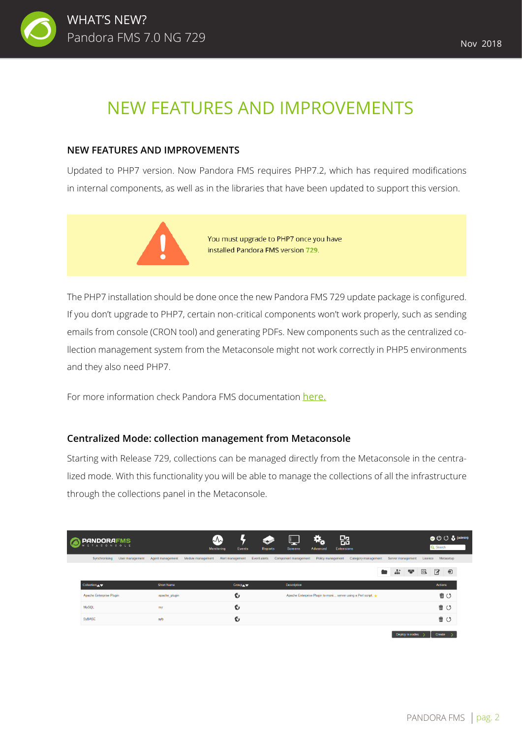# NEW FEATURES AND IMPROVEMENTS

## NEW FEATURES AND IMPROVEMENTS

Updated to PHP7 version. Now Pandora FMS requires PHP7.2, which has required modifications in internal components, as well as in the libraries that have been updated to support this version.

You must upgrade to PHP7 once you have installed Pandora FMS version 729.

The PHP7 installation should be done once the new Pandora FMS 729 update package is configured. If you don't upgrade to PHP7, certain non-critical components won't work properly, such as sending emails from console (CRON tool) and generating PDFs. New components such as the centralized collection management system from the Metaconsole might not work correctly in PHP5 environments and they also need PHP7.

For more information check Pandora FMS documentation here.

## Centralized Mode: collection management from Metaconsole

Starting with Release 729, collections can be managed directly from the Metaconsole in the centralized mode. With this functionality you will be able to manage the collections of all the infrastructure through the collections panel in the Metaconsole.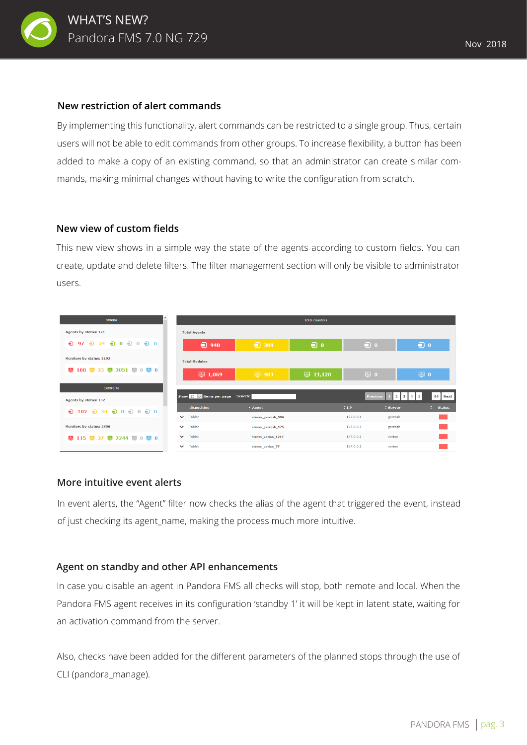## New restriction of alert commands

By implementing this functionality, alert commands can be restricted to a single group. Thus, certain users will not be able to edit commands from other groups. To increase flexibility, a button has been added to make a copy of an existing command, so that an administrator can create similar commands, making minimal changes without having to write the configuration from scratch.

## New view of custom fields

This new view shows in a simple way the state of the agents according to custom fields. You can create, update and delete filters. The filter management section will only be visible to administrator users.

## More intuitive event alerts

In event alerts, the "Agent" filter now checks the alias of the agent that triggered the event, instead of just checking its agent_name, making the process much more intuitive.

## Agent on standby and other API enhancements

In case you disable an agent in Pandora FMS all checks will stop, both remote and local. When the Pandora FMS agent receives in its configuration 'standby 1' it will be kept in latent state, waiting for an activation command from the server.

Also, checks have been added for the different parameters of the planned stops through the use of CLI (pandora_manage).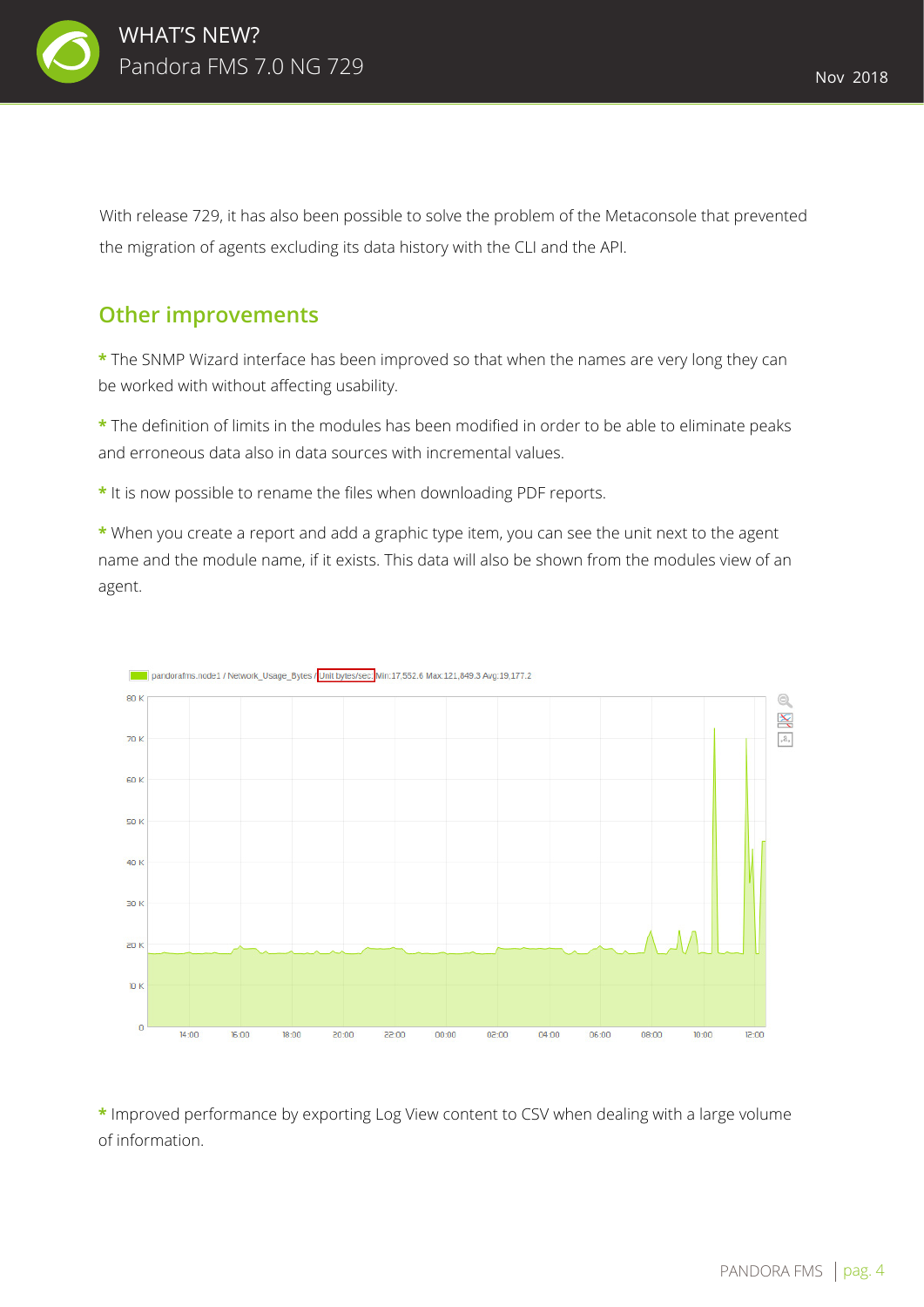With release 729, it has also been possible to solve the problem of the Metaconsole that prevented the migration of agents excluding its data history with the CLI and the API.

## Other improvements

* The SNMP Wizard interface has been improved so that when the names are very long they can be worked with without affecting usability.

* The definition of limits in the modules has been modified in order to be able to eliminate peaks and erroneous data also in data sources with incremental values.

* It is now possible to rename the files when downloading PDF reports.

* When you create a report and add a graphic type item, you can see the unit next to the agent name and the module name, if it exists. This data will also be shown from the modules view of an agent.

* Improved performance by exporting Log View content to CSV when dealing with a large volume of information.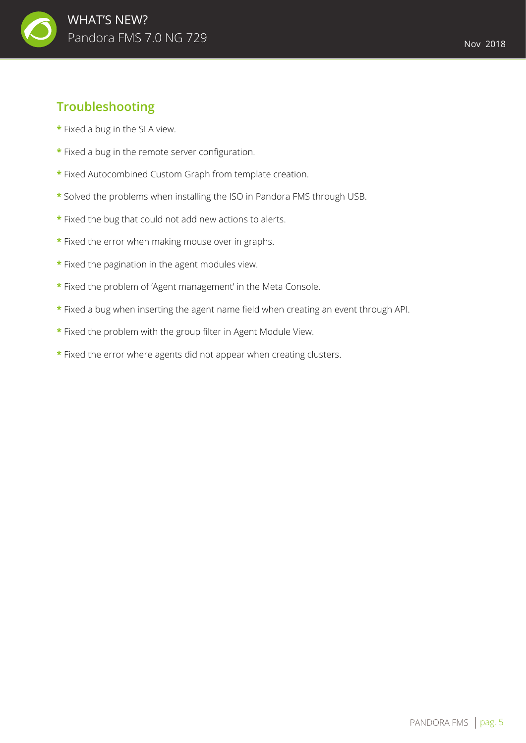## Troubleshooting

* Fixed a bug in the SLA view.
* Fixed a bug in the remote server configuration.
* Fixed Autocombined Custom Graph from template creation.
* Solved the problems when installing the ISO in Pandora FMS through USB.
* Fixed the bug that could not add new actions to alerts.
* Fixed the error when making mouse over in graphs.
* Fixed the pagination in the agent modules view.
* Fixed the problem of 'Agent management' in the Meta Console.
* Fixed a bug when inserting the agent name field when creating an event through API.
* Fixed the problem with the group filter in Agent Module View.
* Fixed the error where agents did not appear when creating clusters.